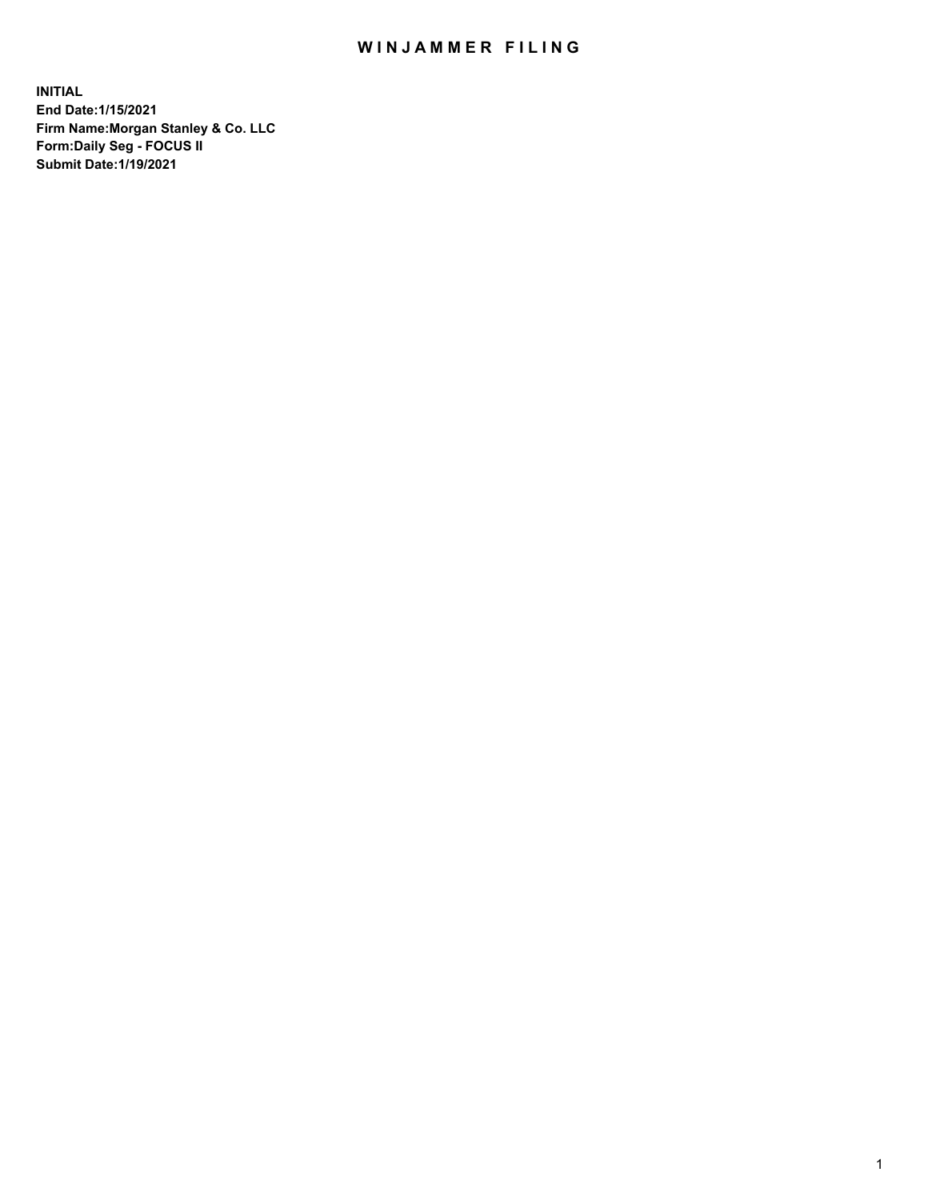# WINJAMMER FILING

**INITIAL**
**End Date:1/15/2021**
**Firm Name:Morgan Stanley & Co. LLC**
**Form:Daily Seg - FOCUS II**
**Submit Date:1/19/2021**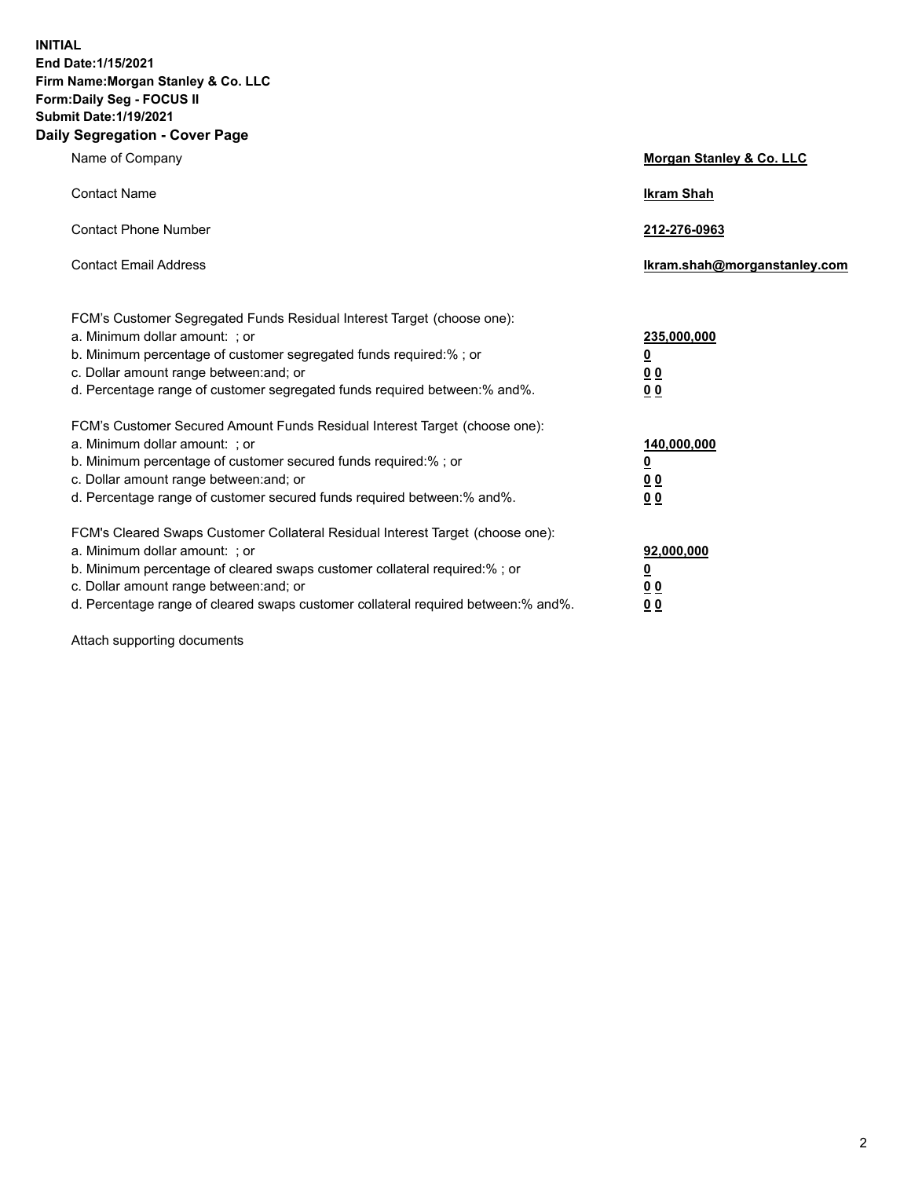**INITIAL**
**End Date:1/15/2021**
**Firm Name:Morgan Stanley & Co. LLC**
**Form:Daily Seg - FOCUS II**
**Submit Date:1/19/2021**
**Daily Segregation - Cover Page**

| | |
|---|---|
| Name of Company | **Morgan Stanley & Co. LLC** |
| Contact Name | **Ikram Shah** |
| Contact Phone Number | **212-276-0963** |
| Contact Email Address | **Ikram.shah@morganstanley.com** |

FCM's Customer Segregated Funds Residual Interest Target (choose one):

| | |
|---|---|
| a. Minimum dollar amount: ; or | **235,000,000** |
| b. Minimum percentage of customer segregated funds required:% ; or | **0** |
| c. Dollar amount range between:and; or | **0 0** |
| d. Percentage range of customer segregated funds required between:% and%. | **0 0** |

FCM's Customer Secured Amount Funds Residual Interest Target (choose one):

| | |
|---|---|
| a. Minimum dollar amount: ; or | **140,000,000** |
| b. Minimum percentage of customer secured funds required:% ; or | **0** |
| c. Dollar amount range between:and; or | **0 0** |
| d. Percentage range of customer secured funds required between:% and%. | **0 0** |

FCM's Cleared Swaps Customer Collateral Residual Interest Target (choose one):

| | |
|---|---|
| a. Minimum dollar amount: ; or | **92,000,000** |
| b. Minimum percentage of cleared swaps customer collateral required:% ; or | **0** |
| c. Dollar amount range between:and; or | **0 0** |
| d. Percentage range of cleared swaps customer collateral required between:% and%. | **0 0** |

Attach supporting documents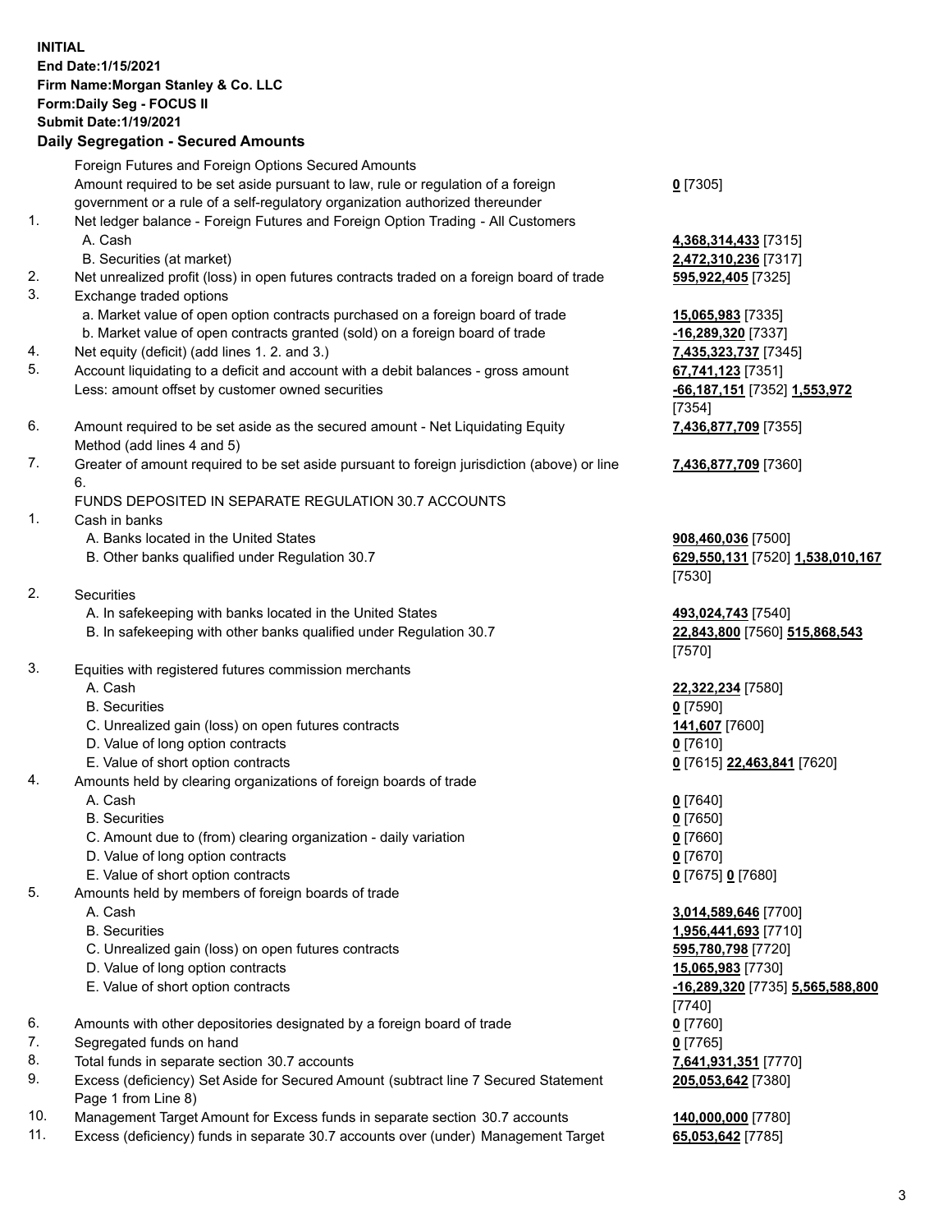**INITIAL**
**End Date:1/15/2021**
**Firm Name:Morgan Stanley & Co. LLC**
**Form:Daily Seg - FOCUS II**
**Submit Date:1/19/2021**

### Daily Segregation - Secured Amounts

| | | |
|---|---|---|
| | Foreign Futures and Foreign Options Secured Amounts | |
| | Amount required to be set aside pursuant to law, rule or regulation of a foreign government or a rule of a self-regulatory organization authorized thereunder | **0** [7305] |
| 1. | Net ledger balance - Foreign Futures and Foreign Option Trading - All Customers | |
| | A. Cash | **4,368,314,433** [7315] |
| | B. Securities (at market) | **2,472,310,236** [7317] |
| 2. | Net unrealized profit (loss) in open futures contracts traded on a foreign board of trade | **595,922,405** [7325] |
| 3. | Exchange traded options | |
| | a. Market value of open option contracts purchased on a foreign board of trade | **15,065,983** [7335] |
| | b. Market value of open contracts granted (sold) on a foreign board of trade | **-16,289,320** [7337] |
| 4. | Net equity (deficit) (add lines 1. 2. and 3.) | **7,435,323,737** [7345] |
| 5. | Account liquidating to a deficit and account with a debit balances - gross amount | **67,741,123** [7351] |
| | Less: amount offset by customer owned securities | **-66,187,151** [7352] **1,553,972** [7354] |
| 6. | Amount required to be set aside as the secured amount - Net Liquidating Equity Method (add lines 4 and 5) | **7,436,877,709** [7355] |
| 7. | Greater of amount required to be set aside pursuant to foreign jurisdiction (above) or line 6. | **7,436,877,709** [7360] |
| | FUNDS DEPOSITED IN SEPARATE REGULATION 30.7 ACCOUNTS | |
| 1. | Cash in banks | |
| | A. Banks located in the United States | **908,460,036** [7500] |
| | B. Other banks qualified under Regulation 30.7 | **629,550,131** [7520] **1,538,010,167** [7530] |
| 2. | Securities | |
| | A. In safekeeping with banks located in the United States | **493,024,743** [7540] |
| | B. In safekeeping with other banks qualified under Regulation 30.7 | **22,843,800** [7560] **515,868,543** [7570] |
| 3. | Equities with registered futures commission merchants | |
| | A. Cash | **22,322,234** [7580] |
| | B. Securities | **0** [7590] |
| | C. Unrealized gain (loss) on open futures contracts | **141,607** [7600] |
| | D. Value of long option contracts | **0** [7610] |
| | E. Value of short option contracts | **0** [7615] **22,463,841** [7620] |
| 4. | Amounts held by clearing organizations of foreign boards of trade | |
| | A. Cash | **0** [7640] |
| | B. Securities | **0** [7650] |
| | C. Amount due to (from) clearing organization - daily variation | **0** [7660] |
| | D. Value of long option contracts | **0** [7670] |
| | E. Value of short option contracts | **0** [7675] **0** [7680] |
| 5. | Amounts held by members of foreign boards of trade | |
| | A. Cash | **3,014,589,646** [7700] |
| | B. Securities | **1,956,441,693** [7710] |
| | C. Unrealized gain (loss) on open futures contracts | **595,780,798** [7720] |
| | D. Value of long option contracts | **15,065,983** [7730] |
| | E. Value of short option contracts | **-16,289,320** [7735] **5,565,588,800** [7740] |
| 6. | Amounts with other depositories designated by a foreign board of trade | **0** [7760] |
| 7. | Segregated funds on hand | **0** [7765] |
| 8. | Total funds in separate section 30.7 accounts | **7,641,931,351** [7770] |
| 9. | Excess (deficiency) Set Aside for Secured Amount (subtract line 7 Secured Statement Page 1 from Line 8) | **205,053,642** [7380] |
| 10. | Management Target Amount for Excess funds in separate section 30.7 accounts | **140,000,000** [7780] |
| 11. | Excess (deficiency) funds in separate 30.7 accounts over (under) Management Target | **65,053,642** [7785] |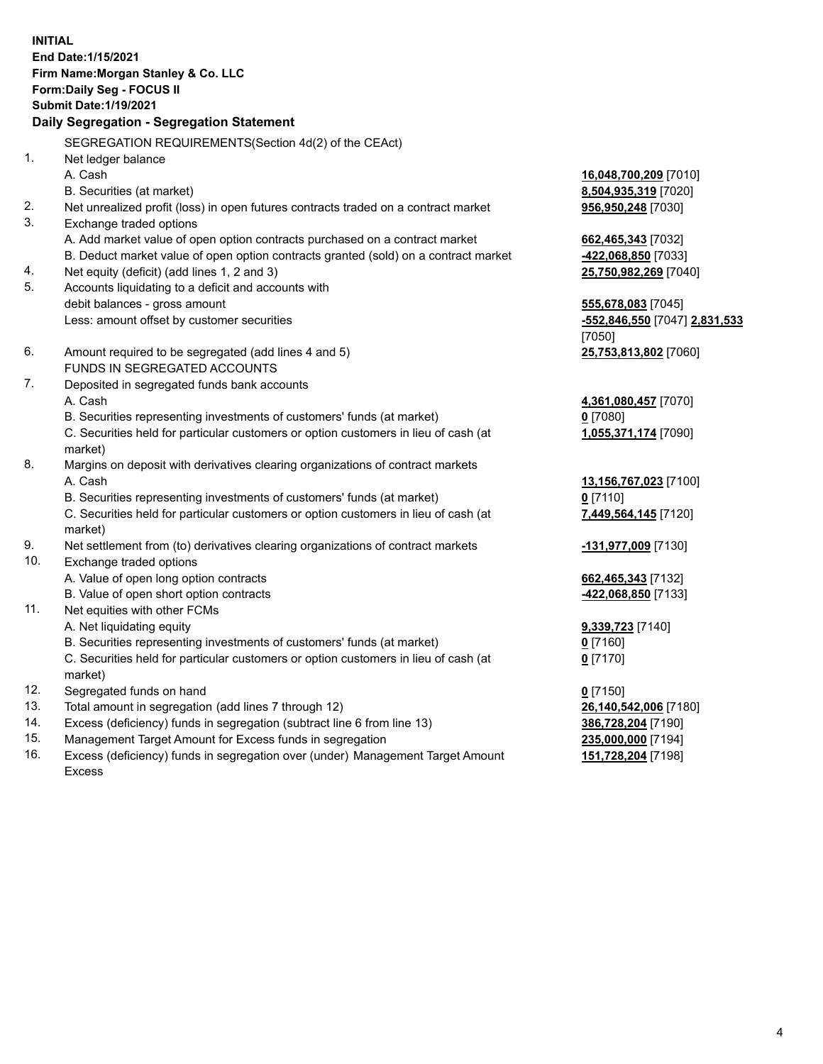**INITIAL**
**End Date:1/15/2021**
**Firm Name:Morgan Stanley & Co. LLC**
**Form:Daily Seg - FOCUS II**
**Submit Date:1/19/2021**

**Daily Segregation - Segregation Statement**

| | SEGREGATION REQUIREMENTS(Section 4d(2) of the CEAct) | |
|---|---|---|
| 1. | Net ledger balance | |
| | A. Cash | **16,048,700,209** [7010] |
| | B. Securities (at market) | **8,504,935,319** [7020] |
| 2. | Net unrealized profit (loss) in open futures contracts traded on a contract market | **956,950,248** [7030] |
| 3. | Exchange traded options | |
| | A. Add market value of open option contracts purchased on a contract market | **662,465,343** [7032] |
| | B. Deduct market value of open option contracts granted (sold) on a contract market | **-422,068,850** [7033] |
| 4. | Net equity (deficit) (add lines 1, 2 and 3) | **25,750,982,269** [7040] |
| 5. | Accounts liquidating to a deficit and accounts with debit balances - gross amount | **555,678,083** [7045] |
| | Less: amount offset by customer securities | **-552,846,550** [7047] **2,831,533** [7050] |
| 6. | Amount required to be segregated (add lines 4 and 5) | **25,753,813,802** [7060] |
| | FUNDS IN SEGREGATED ACCOUNTS | |
| 7. | Deposited in segregated funds bank accounts | |
| | A. Cash | **4,361,080,457** [7070] |
| | B. Securities representing investments of customers' funds (at market) | **0** [7080] |
| | C. Securities held for particular customers or option customers in lieu of cash (at market) | **1,055,371,174** [7090] |
| 8. | Margins on deposit with derivatives clearing organizations of contract markets | |
| | A. Cash | **13,156,767,023** [7100] |
| | B. Securities representing investments of customers' funds (at market) | **0** [7110] |
| | C. Securities held for particular customers or option customers in lieu of cash (at market) | **7,449,564,145** [7120] |
| 9. | Net settlement from (to) derivatives clearing organizations of contract markets | **-131,977,009** [7130] |
| 10. | Exchange traded options | |
| | A. Value of open long option contracts | **662,465,343** [7132] |
| | B. Value of open short option contracts | **-422,068,850** [7133] |
| 11. | Net equities with other FCMs | |
| | A. Net liquidating equity | **9,339,723** [7140] |
| | B. Securities representing investments of customers' funds (at market) | **0** [7160] |
| | C. Securities held for particular customers or option customers in lieu of cash (at market) | **0** [7170] |
| 12. | Segregated funds on hand | **0** [7150] |
| 13. | Total amount in segregation (add lines 7 through 12) | **26,140,542,006** [7180] |
| 14. | Excess (deficiency) funds in segregation (subtract line 6 from line 13) | **386,728,204** [7190] |
| 15. | Management Target Amount for Excess funds in segregation | **235,000,000** [7194] |
| 16. | Excess (deficiency) funds in segregation over (under) Management Target Amount Excess | **151,728,204** [7198] |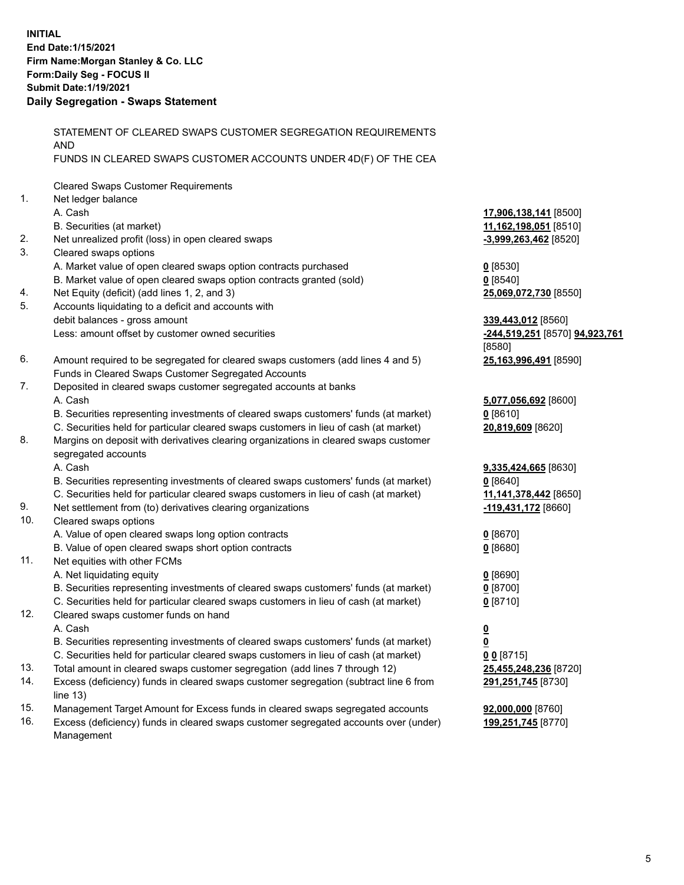**INITIAL**
**End Date:1/15/2021**
**Firm Name:Morgan Stanley & Co. LLC**
**Form:Daily Seg - FOCUS II**
**Submit Date:1/19/2021**
**Daily Segregation - Swaps Statement**

STATEMENT OF CLEARED SWAPS CUSTOMER SEGREGATION REQUIREMENTS AND FUNDS IN CLEARED SWAPS CUSTOMER ACCOUNTS UNDER 4D(F) OF THE CEA

| | | |
|---|---|---|
| | Cleared Swaps Customer Requirements | |
| 1. | Net ledger balance | |
| | A. Cash | **17,906,138,141** [8500] |
| | B. Securities (at market) | **11,162,198,051** [8510] |
| 2. | Net unrealized profit (loss) in open cleared swaps | **-3,999,263,462** [8520] |
| 3. | Cleared swaps options | |
| | A. Market value of open cleared swaps option contracts purchased | **0** [8530] |
| | B. Market value of open cleared swaps option contracts granted (sold) | **0** [8540] |
| 4. | Net Equity (deficit) (add lines 1, 2, and 3) | **25,069,072,730** [8550] |
| 5. | Accounts liquidating to a deficit and accounts with debit balances - gross amount | **339,443,012** [8560] |
| | Less: amount offset by customer owned securities | **-244,519,251** [8570] **94,923,761** [8580] |
| 6. | Amount required to be segregated for cleared swaps customers (add lines 4 and 5) | **25,163,996,491** [8590] |
| | Funds in Cleared Swaps Customer Segregated Accounts | |
| 7. | Deposited in cleared swaps customer segregated accounts at banks | |
| | A. Cash | **5,077,056,692** [8600] |
| | B. Securities representing investments of cleared swaps customers' funds (at market) | **0** [8610] |
| | C. Securities held for particular cleared swaps customers in lieu of cash (at market) | **20,819,609** [8620] |
| 8. | Margins on deposit with derivatives clearing organizations in cleared swaps customer segregated accounts | |
| | A. Cash | **9,335,424,665** [8630] |
| | B. Securities representing investments of cleared swaps customers' funds (at market) | **0** [8640] |
| | C. Securities held for particular cleared swaps customers in lieu of cash (at market) | **11,141,378,442** [8650] |
| 9. | Net settlement from (to) derivatives clearing organizations | **-119,431,172** [8660] |
| 10. | Cleared swaps options | |
| | A. Value of open cleared swaps long option contracts | **0** [8670] |
| | B. Value of open cleared swaps short option contracts | **0** [8680] |
| 11. | Net equities with other FCMs | |
| | A. Net liquidating equity | **0** [8690] |
| | B. Securities representing investments of cleared swaps customers' funds (at market) | **0** [8700] |
| | C. Securities held for particular cleared swaps customers in lieu of cash (at market) | **0** [8710] |
| 12. | Cleared swaps customer funds on hand | |
| | A. Cash | **0** |
| | B. Securities representing investments of cleared swaps customers' funds (at market) | **0** |
| | C. Securities held for particular cleared swaps customers in lieu of cash (at market) | **0** **0** [8715] |
| 13. | Total amount in cleared swaps customer segregation (add lines 7 through 12) | **25,455,248,236** [8720] |
| 14. | Excess (deficiency) funds in cleared swaps customer segregation (subtract line 6 from line 13) | **291,251,745** [8730] |
| 15. | Management Target Amount for Excess funds in cleared swaps segregated accounts | **92,000,000** [8760] |
| 16. | Excess (deficiency) funds in cleared swaps customer segregated accounts over (under) Management | **199,251,745** [8770] |